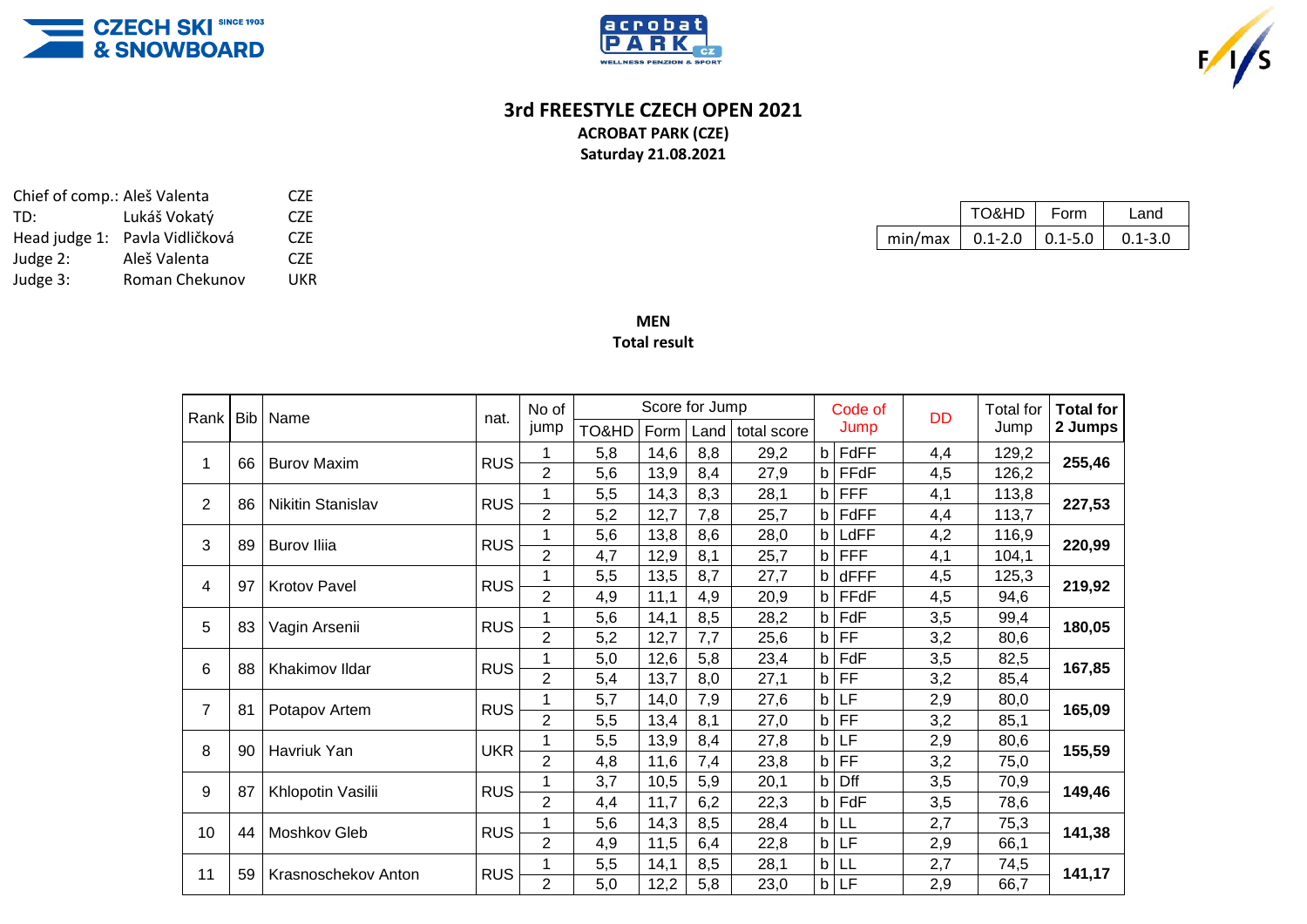CZECH SKI & SNOWBOARD SINCE 1903

acrobat PARK CZ WELLNESS PENZION & SPORT

FIS

# 3rd FREESTYLE CZECH OPEN 2021

**ACROBAT PARK (CZE)**

**Saturday 21.08.2021**

| | | |
|---|---|---|
| Chief of comp.: | Aleš Valenta | CZE |
| TD: | Lukáš Vokatý | CZE |
| Head judge 1: | Pavla Vidličková | CZE |
| Judge 2: | Aleš Valenta | CZE |
| Judge 3: | Roman Chekunov | UKR |

| | TO&HD | Form | Land |
|---|---|---|---|
| min/max | 0.1-2.0 | 0.1-5.0 | 0.1-3.0 |

## MEN

**Total result**

| Rank | Bib | Name | nat. | No of jump | Score for Jump | | | | Code of Jump | | DD | Total for Jump | Total for 2 Jumps |
|---|---|---|---|---|---|---|---|---|---|---|---|---|---|
| | | | | | TO&HD | Form | Land | total score | | | | | |
| 1 | 66 | Burov Maxim | RUS | 1 | 5,8 | 14,6 | 8,8 | 29,2 | b | FdFF | 4,4 | 129,2 | 255,46 |
| | | | | 2 | 5,6 | 13,9 | 8,4 | 27,9 | b | FFdF | 4,5 | 126,2 | |
| 2 | 86 | Nikitin Stanislav | RUS | 1 | 5,5 | 14,3 | 8,3 | 28,1 | b | FFF | 4,1 | 113,8 | 227,53 |
| | | | | 2 | 5,2 | 12,7 | 7,8 | 25,7 | b | FdFF | 4,4 | 113,7 | |
| 3 | 89 | Burov Iliia | RUS | 1 | 5,6 | 13,8 | 8,6 | 28,0 | b | LdFF | 4,2 | 116,9 | 220,99 |
| | | | | 2 | 4,7 | 12,9 | 8,1 | 25,7 | b | FFF | 4,1 | 104,1 | |
| 4 | 97 | Krotov Pavel | RUS | 1 | 5,5 | 13,5 | 8,7 | 27,7 | b | dFFF | 4,5 | 125,3 | 219,92 |
| | | | | 2 | 4,9 | 11,1 | 4,9 | 20,9 | b | FFdF | 4,5 | 94,6 | |
| 5 | 83 | Vagin Arsenii | RUS | 1 | 5,6 | 14,1 | 8,5 | 28,2 | b | FdF | 3,5 | 99,4 | 180,05 |
| | | | | 2 | 5,2 | 12,7 | 7,7 | 25,6 | b | FF | 3,2 | 80,6 | |
| 6 | 88 | Khakimov Ildar | RUS | 1 | 5,0 | 12,6 | 5,8 | 23,4 | b | FdF | 3,5 | 82,5 | 167,85 |
| | | | | 2 | 5,4 | 13,7 | 8,0 | 27,1 | b | FF | 3,2 | 85,4 | |
| 7 | 81 | Potapov Artem | RUS | 1 | 5,7 | 14,0 | 7,9 | 27,6 | b | LF | 2,9 | 80,0 | 165,09 |
| | | | | 2 | 5,5 | 13,4 | 8,1 | 27,0 | b | FF | 3,2 | 85,1 | |
| 8 | 90 | Havriuk Yan | UKR | 1 | 5,5 | 13,9 | 8,4 | 27,8 | b | LF | 2,9 | 80,6 | 155,59 |
| | | | | 2 | 4,8 | 11,6 | 7,4 | 23,8 | b | FF | 3,2 | 75,0 | |
| 9 | 87 | Khlopotin Vasilii | RUS | 1 | 3,7 | 10,5 | 5,9 | 20,1 | b | Dff | 3,5 | 70,9 | 149,46 |
| | | | | 2 | 4,4 | 11,7 | 6,2 | 22,3 | b | FdF | 3,5 | 78,6 | |
| 10 | 44 | Moshkov Gleb | RUS | 1 | 5,6 | 14,3 | 8,5 | 28,4 | b | LL | 2,7 | 75,3 | 141,38 |
| | | | | 2 | 4,9 | 11,5 | 6,4 | 22,8 | b | LF | 2,9 | 66,1 | |
| 11 | 59 | Krasnoschekov Anton | RUS | 1 | 5,5 | 14,1 | 8,5 | 28,1 | b | LL | 2,7 | 74,5 | 141,17 |
| | | | | 2 | 5,0 | 12,2 | 5,8 | 23,0 | b | LF | 2,9 | 66,7 | |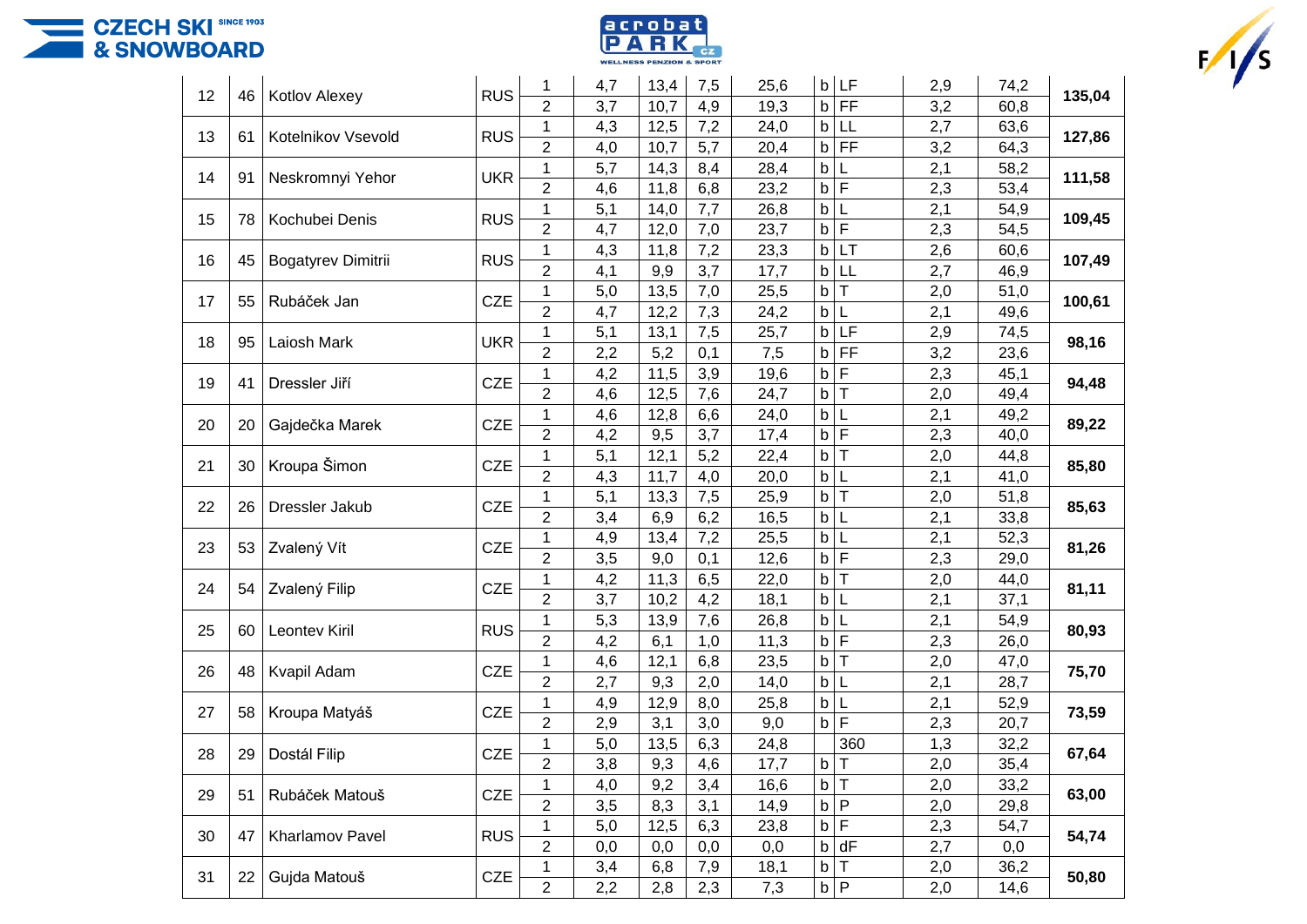| | | | | | | | | | | | | | |
|---|---|---|---|---|---|---|---|---|---|---|---|---|---|
| 12 | 46 | Kotlov Alexey | RUS | 1 | 4,7 | 13,4 | 7,5 | 25,6 | b | LF | 2,9 | 74,2 | 135,04 |
| | | | | 2 | 3,7 | 10,7 | 4,9 | 19,3 | b | FF | 3,2 | 60,8 | |
| 13 | 61 | Kotelnikov Vsevold | RUS | 1 | 4,3 | 12,5 | 7,2 | 24,0 | b | LL | 2,7 | 63,6 | 127,86 |
| | | | | 2 | 4,0 | 10,7 | 5,7 | 20,4 | b | FF | 3,2 | 64,3 | |
| 14 | 91 | Neskromnyi Yehor | UKR | 1 | 5,7 | 14,3 | 8,4 | 28,4 | b | L | 2,1 | 58,2 | 111,58 |
| | | | | 2 | 4,6 | 11,8 | 6,8 | 23,2 | b | F | 2,3 | 53,4 | |
| 15 | 78 | Kochubei Denis | RUS | 1 | 5,1 | 14,0 | 7,7 | 26,8 | b | L | 2,1 | 54,9 | 109,45 |
| | | | | 2 | 4,7 | 12,0 | 7,0 | 23,7 | b | F | 2,3 | 54,5 | |
| 16 | 45 | Bogatyrev Dimitrii | RUS | 1 | 4,3 | 11,8 | 7,2 | 23,3 | b | LT | 2,6 | 60,6 | 107,49 |
| | | | | 2 | 4,1 | 9,9 | 3,7 | 17,7 | b | LL | 2,7 | 46,9 | |
| 17 | 55 | Rubáček Jan | CZE | 1 | 5,0 | 13,5 | 7,0 | 25,5 | b | T | 2,0 | 51,0 | 100,61 |
| | | | | 2 | 4,7 | 12,2 | 7,3 | 24,2 | b | L | 2,1 | 49,6 | |
| 18 | 95 | Laiosh Mark | UKR | 1 | 5,1 | 13,1 | 7,5 | 25,7 | b | LF | 2,9 | 74,5 | 98,16 |
| | | | | 2 | 2,2 | 5,2 | 0,1 | 7,5 | b | FF | 3,2 | 23,6 | |
| 19 | 41 | Dressler Jiří | CZE | 1 | 4,2 | 11,5 | 3,9 | 19,6 | b | F | 2,3 | 45,1 | 94,48 |
| | | | | 2 | 4,6 | 12,5 | 7,6 | 24,7 | b | T | 2,0 | 49,4 | |
| 20 | 20 | Gajdečka Marek | CZE | 1 | 4,6 | 12,8 | 6,6 | 24,0 | b | L | 2,1 | 49,2 | 89,22 |
| | | | | 2 | 4,2 | 9,5 | 3,7 | 17,4 | b | F | 2,3 | 40,0 | |
| 21 | 30 | Kroupa Šimon | CZE | 1 | 5,1 | 12,1 | 5,2 | 22,4 | b | T | 2,0 | 44,8 | 85,80 |
| | | | | 2 | 4,3 | 11,7 | 4,0 | 20,0 | b | L | 2,1 | 41,0 | |
| 22 | 26 | Dressler Jakub | CZE | 1 | 5,1 | 13,3 | 7,5 | 25,9 | b | T | 2,0 | 51,8 | 85,63 |
| | | | | 2 | 3,4 | 6,9 | 6,2 | 16,5 | b | L | 2,1 | 33,8 | |
| 23 | 53 | Zvalený Vít | CZE | 1 | 4,9 | 13,4 | 7,2 | 25,5 | b | L | 2,1 | 52,3 | 81,26 |
| | | | | 2 | 3,5 | 9,0 | 0,1 | 12,6 | b | F | 2,3 | 29,0 | |
| 24 | 54 | Zvalený Filip | CZE | 1 | 4,2 | 11,3 | 6,5 | 22,0 | b | T | 2,0 | 44,0 | 81,11 |
| | | | | 2 | 3,7 | 10,2 | 4,2 | 18,1 | b | L | 2,1 | 37,1 | |
| 25 | 60 | Leontev Kiril | RUS | 1 | 5,3 | 13,9 | 7,6 | 26,8 | b | L | 2,1 | 54,9 | 80,93 |
| | | | | 2 | 4,2 | 6,1 | 1,0 | 11,3 | b | F | 2,3 | 26,0 | |
| 26 | 48 | Kvapil Adam | CZE | 1 | 4,6 | 12,1 | 6,8 | 23,5 | b | T | 2,0 | 47,0 | 75,70 |
| | | | | 2 | 2,7 | 9,3 | 2,0 | 14,0 | b | L | 2,1 | 28,7 | |
| 27 | 58 | Kroupa Matyáš | CZE | 1 | 4,9 | 12,9 | 8,0 | 25,8 | b | L | 2,1 | 52,9 | 73,59 |
| | | | | 2 | 2,9 | 3,1 | 3,0 | 9,0 | b | F | 2,3 | 20,7 | |
| 28 | 29 | Dostál Filip | CZE | 1 | 5,0 | 13,5 | 6,3 | 24,8 | | 360 | 1,3 | 32,2 | 67,64 |
| | | | | 2 | 3,8 | 9,3 | 4,6 | 17,7 | b | T | 2,0 | 35,4 | |
| 29 | 51 | Rubáček Matouš | CZE | 1 | 4,0 | 9,2 | 3,4 | 16,6 | b | T | 2,0 | 33,2 | 63,00 |
| | | | | 2 | 3,5 | 8,3 | 3,1 | 14,9 | b | P | 2,0 | 29,8 | |
| 30 | 47 | Kharlamov Pavel | RUS | 1 | 5,0 | 12,5 | 6,3 | 23,8 | b | F | 2,3 | 54,7 | 54,74 |
| | | | | 2 | 0,0 | 0,0 | 0,0 | 0,0 | b | dF | 2,7 | 0,0 | |
| 31 | 22 | Gujda Matouš | CZE | 1 | 3,4 | 6,8 | 7,9 | 18,1 | b | T | 2,0 | 36,2 | 50,80 |
| | | | | 2 | 2,2 | 2,8 | 2,3 | 7,3 | b | P | 2,0 | 14,6 | |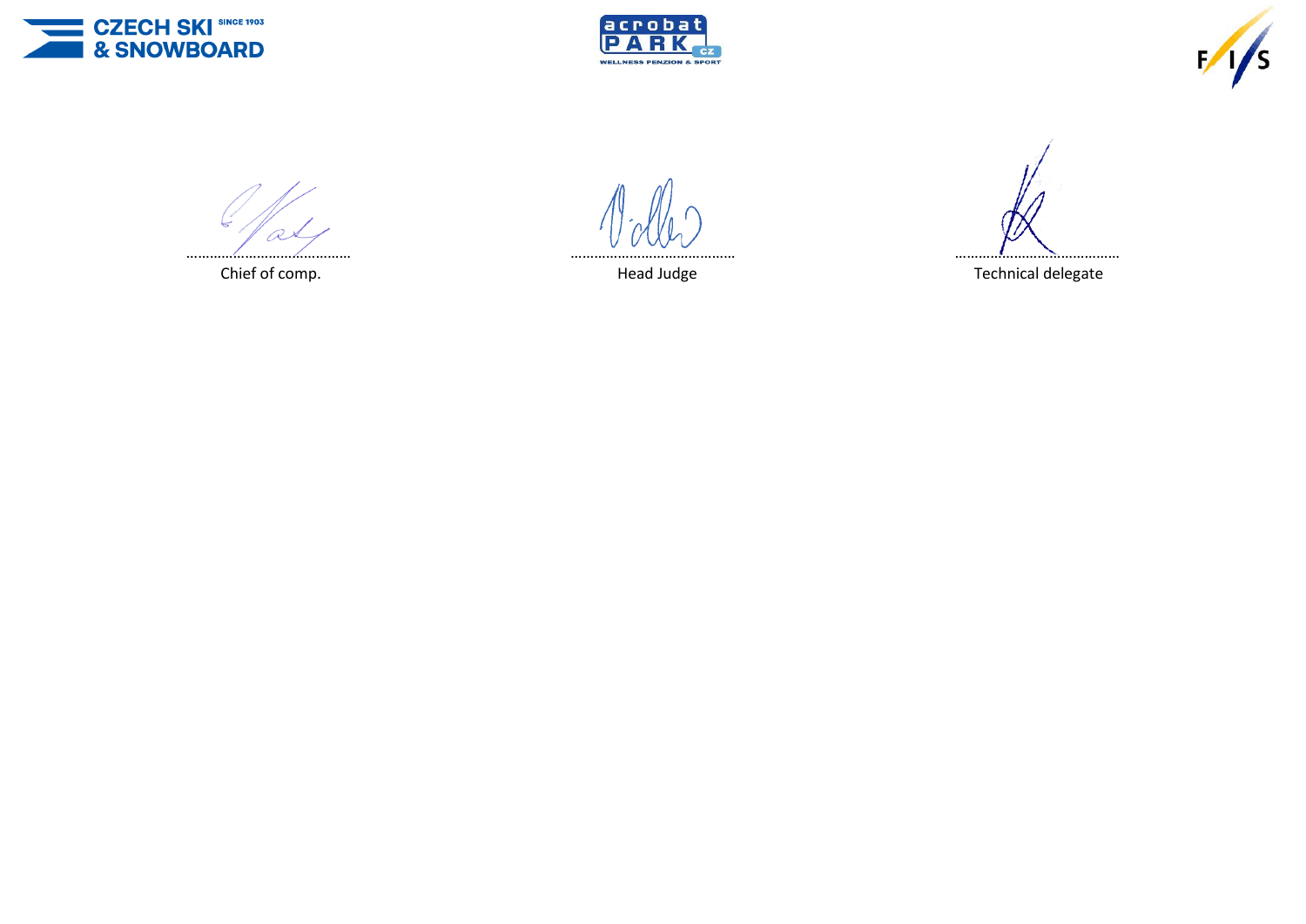……………………………………
Chief of comp.

……………………………………
Head Judge

……………………………………
Technical delegate